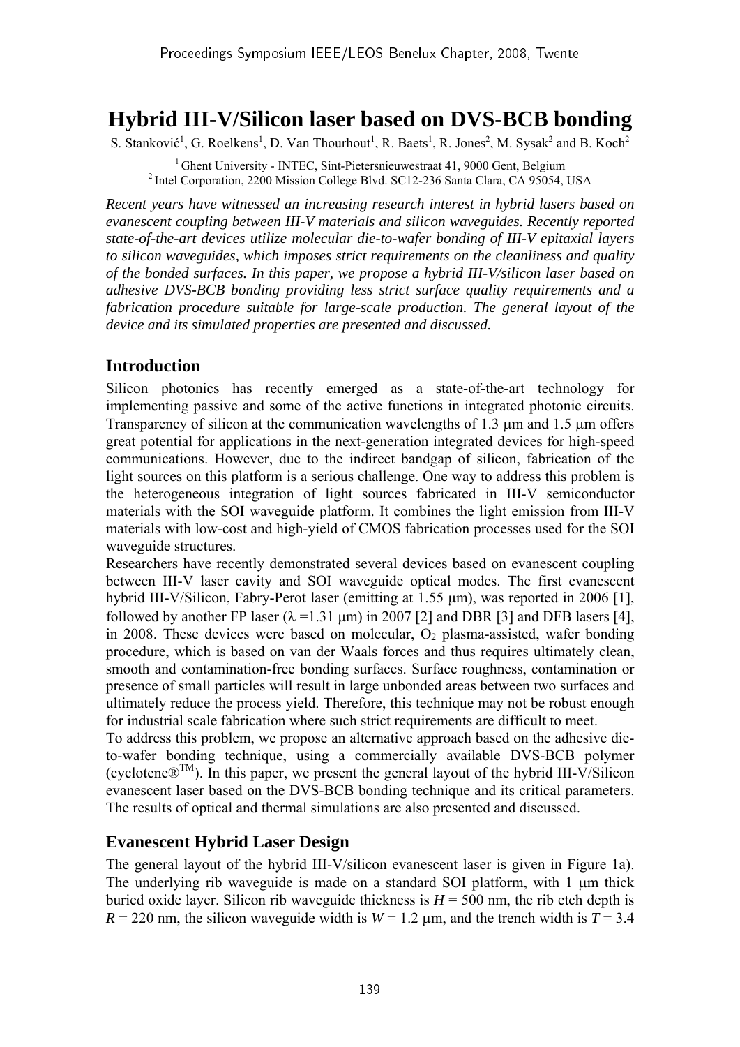# Hybrid III-V/Silicon laser based on DVS-BCB bonding

S. Stanković[1], G. Roelkens[1], D. Van Thourhout[1], R. Baets[1], R. Jones[2], M. Sysak[2] and B. Koch[2]

[1] Ghent University - INTEC, Sint-Pietersnieuwestraat 41, 9000 Gent, Belgium
[2] Intel Corporation, 2200 Mission College Blvd. SC12-236 Santa Clara, CA 95054, USA

*Recent years have witnessed an increasing research interest in hybrid lasers based on evanescent coupling between III-V materials and silicon waveguides. Recently reported state-of-the-art devices utilize molecular die-to-wafer bonding of III-V epitaxial layers to silicon waveguides, which imposes strict requirements on the cleanliness and quality of the bonded surfaces. In this paper, we propose a hybrid III-V/silicon laser based on adhesive DVS-BCB bonding providing less strict surface quality requirements and a fabrication procedure suitable for large-scale production. The general layout of the device and its simulated properties are presented and discussed.*

## Introduction

Silicon photonics has recently emerged as a state-of-the-art technology for implementing passive and some of the active functions in integrated photonic circuits. Transparency of silicon at the communication wavelengths of 1.3 μm and 1.5 μm offers great potential for applications in the next-generation integrated devices for high-speed communications. However, due to the indirect bandgap of silicon, fabrication of the light sources on this platform is a serious challenge. One way to address this problem is the heterogeneous integration of light sources fabricated in III-V semiconductor materials with the SOI waveguide platform. It combines the light emission from III-V materials with low-cost and high-yield of CMOS fabrication processes used for the SOI waveguide structures.

Researchers have recently demonstrated several devices based on evanescent coupling between III-V laser cavity and SOI waveguide optical modes. The first evanescent hybrid III-V/Silicon, Fabry-Perot laser (emitting at 1.55 μm), was reported in 2006 [1], followed by another FP laser ($\lambda$ =1.31 μm) in 2007 [2] and DBR [3] and DFB lasers [4], in 2008. These devices were based on molecular, $O_2$ plasma-assisted, wafer bonding procedure, which is based on van der Waals forces and thus requires ultimately clean, smooth and contamination-free bonding surfaces. Surface roughness, contamination or presence of small particles will result in large unbonded areas between two surfaces and ultimately reduce the process yield. Therefore, this technique may not be robust enough for industrial scale fabrication where such strict requirements are difficult to meet.

To address this problem, we propose an alternative approach based on the adhesive die-to-wafer bonding technique, using a commercially available DVS-BCB polymer (cyclotene®™). In this paper, we present the general layout of the hybrid III-V/Silicon evanescent laser based on the DVS-BCB bonding technique and its critical parameters. The results of optical and thermal simulations are also presented and discussed.

## Evanescent Hybrid Laser Design

The general layout of the hybrid III-V/silicon evanescent laser is given in Figure 1a). The underlying rib waveguide is made on a standard SOI platform, with 1 μm thick buried oxide layer. Silicon rib waveguide thickness is $H$ = 500 nm, the rib etch depth is $R$ = 220 nm, the silicon waveguide width is $W$ = 1.2 μm, and the trench width is $T$ = 3.4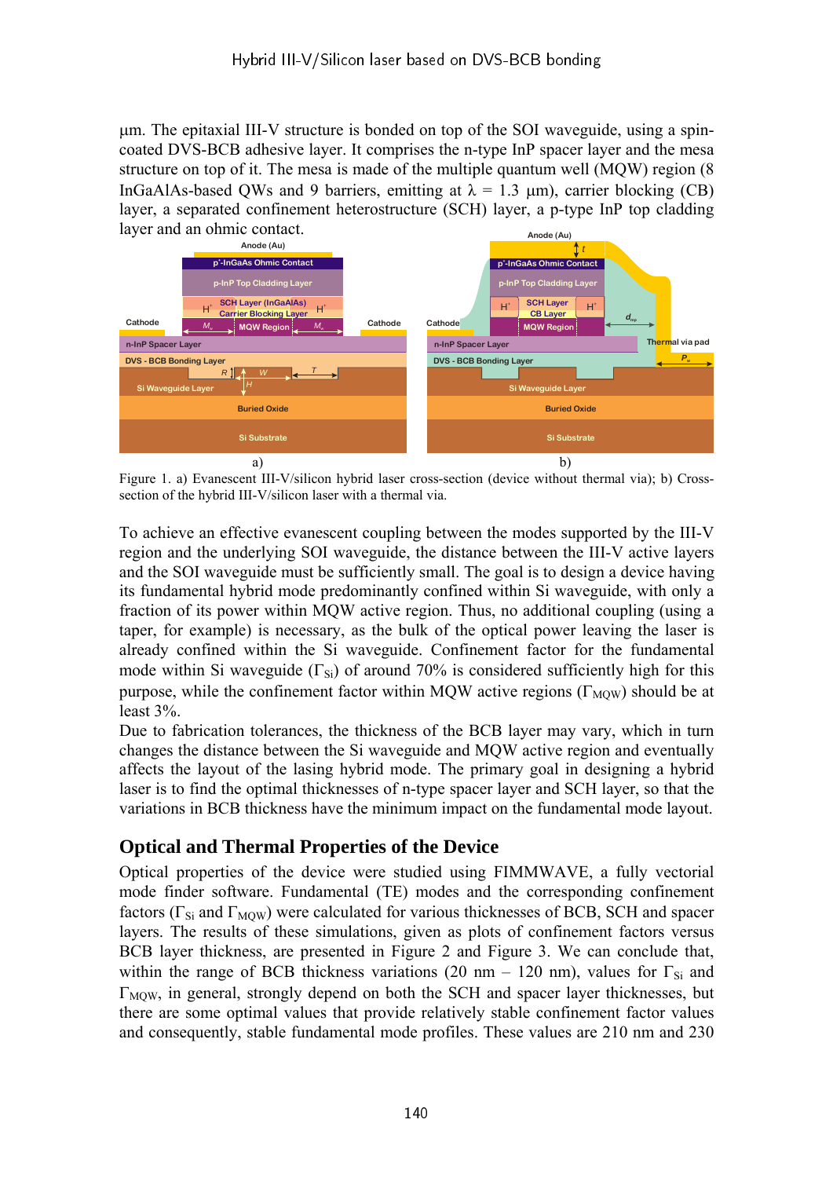μm. The epitaxial III-V structure is bonded on top of the SOI waveguide, using a spin-coated DVS-BCB adhesive layer. It comprises the n-type InP spacer layer and the mesa structure on top of it. The mesa is made of the multiple quantum well (MQW) region (8 InGaAlAs-based QWs and 9 barriers, emitting at $\lambda$ = 1.3 μm), carrier blocking (CB) layer, a separated confinement heterostructure (SCH) layer, a p-type InP top cladding layer and an ohmic contact.

Figure 1. a) Evanescent III-V/silicon hybrid laser cross-section (device without thermal via); b) Cross-section of the hybrid III-V/silicon laser with a thermal via.

To achieve an effective evanescent coupling between the modes supported by the III-V region and the underlying SOI waveguide, the distance between the III-V active layers and the SOI waveguide must be sufficiently small. The goal is to design a device having its fundamental hybrid mode predominantly confined within Si waveguide, with only a fraction of its power within MQW active region. Thus, no additional coupling (using a taper, for example) is necessary, as the bulk of the optical power leaving the laser is already confined within the Si waveguide. Confinement factor for the fundamental mode within Si waveguide ($\Gamma_{Si}$) of around 70% is considered sufficiently high for this purpose, while the confinement factor within MQW active regions ($\Gamma_{MQW}$) should be at least 3%.

Due to fabrication tolerances, the thickness of the BCB layer may vary, which in turn changes the distance between the Si waveguide and MQW active region and eventually affects the layout of the lasing hybrid mode. The primary goal in designing a hybrid laser is to find the optimal thicknesses of n-type spacer layer and SCH layer, so that the variations in BCB thickness have the minimum impact on the fundamental mode layout.

## Optical and Thermal Properties of the Device

Optical properties of the device were studied using FIMMWAVE, a fully vectorial mode finder software. Fundamental (TE) modes and the corresponding confinement factors ($\Gamma_{Si}$ and $\Gamma_{MQW}$) were calculated for various thicknesses of BCB, SCH and spacer layers. The results of these simulations, given as plots of confinement factors versus BCB layer thickness, are presented in Figure 2 and Figure 3. We can conclude that, within the range of BCB thickness variations (20 nm – 120 nm), values for $\Gamma_{Si}$ and $\Gamma_{MQW}$, in general, strongly depend on both the SCH and spacer layer thicknesses, but there are some optimal values that provide relatively stable confinement factor values and consequently, stable fundamental mode profiles. These values are 210 nm and 230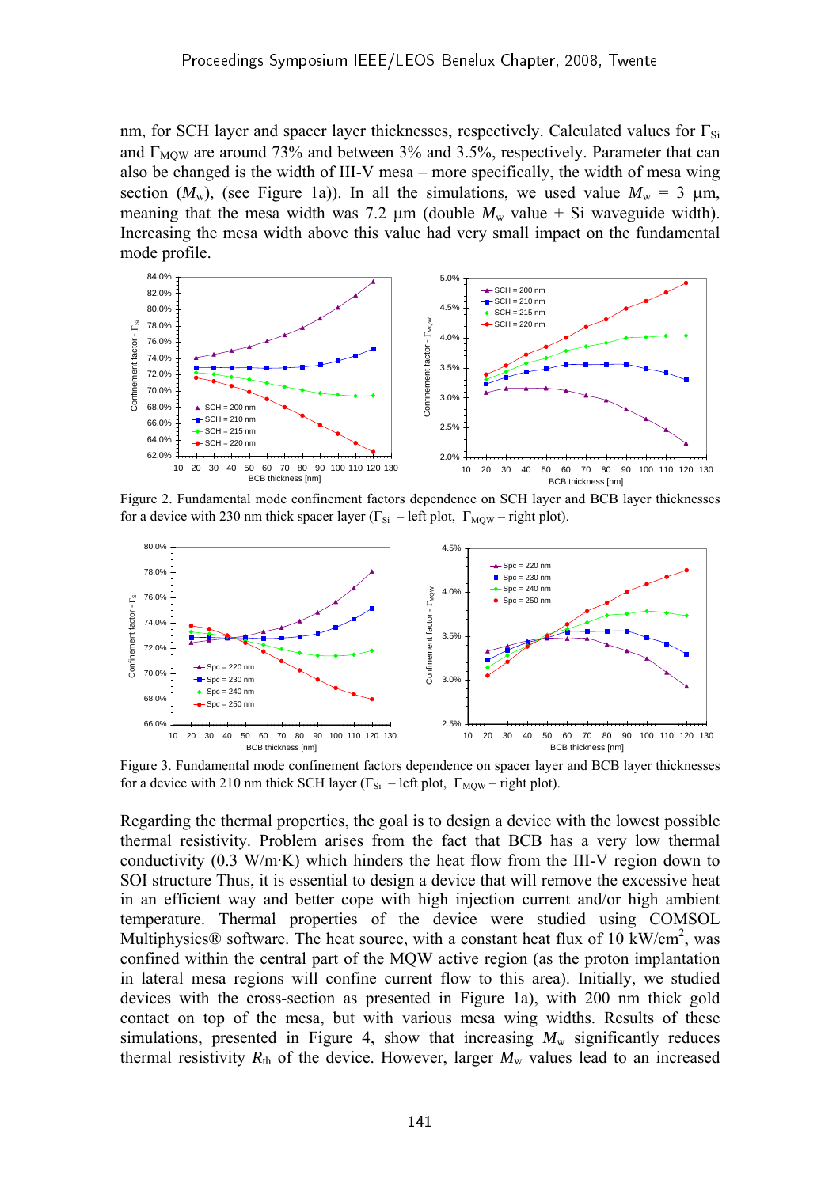nm, for SCH layer and spacer layer thicknesses, respectively. Calculated values for $\Gamma_{Si}$ and $\Gamma_{MQW}$ are around 73% and between 3% and 3.5%, respectively. Parameter that can also be changed is the width of III-V mesa – more specifically, the width of mesa wing section ($M_w$), (see Figure 1a)). In all the simulations, we used value $M_w$ = 3 μm, meaning that the mesa width was 7.2 μm (double $M_w$ value + Si waveguide width). Increasing the mesa width above this value had very small impact on the fundamental mode profile.

Figure 2. Fundamental mode confinement factors dependence on SCH layer and BCB layer thicknesses for a device with 230 nm thick spacer layer ($\Gamma_{Si}$ – left plot, $\Gamma_{MQW}$ – right plot).

Figure 3. Fundamental mode confinement factors dependence on spacer layer and BCB layer thicknesses for a device with 210 nm thick SCH layer ($\Gamma_{Si}$ – left plot, $\Gamma_{MQW}$ – right plot).

Regarding the thermal properties, the goal is to design a device with the lowest possible thermal resistivity. Problem arises from the fact that BCB has a very low thermal conductivity (0.3 W/m·K) which hinders the heat flow from the III-V region down to SOI structure Thus, it is essential to design a device that will remove the excessive heat in an efficient way and better cope with high injection current and/or high ambient temperature. Thermal properties of the device were studied using COMSOL Multiphysics® software. The heat source, with a constant heat flux of 10 kW/cm$^2$, was confined within the central part of the MQW active region (as the proton implantation in lateral mesa regions will confine current flow to this area). Initially, we studied devices with the cross-section as presented in Figure 1a), with 200 nm thick gold contact on top of the mesa, but with various mesa wing widths. Results of these simulations, presented in Figure 4, show that increasing $M_w$ significantly reduces thermal resistivity $R_{th}$ of the device. However, larger $M_w$ values lead to an increased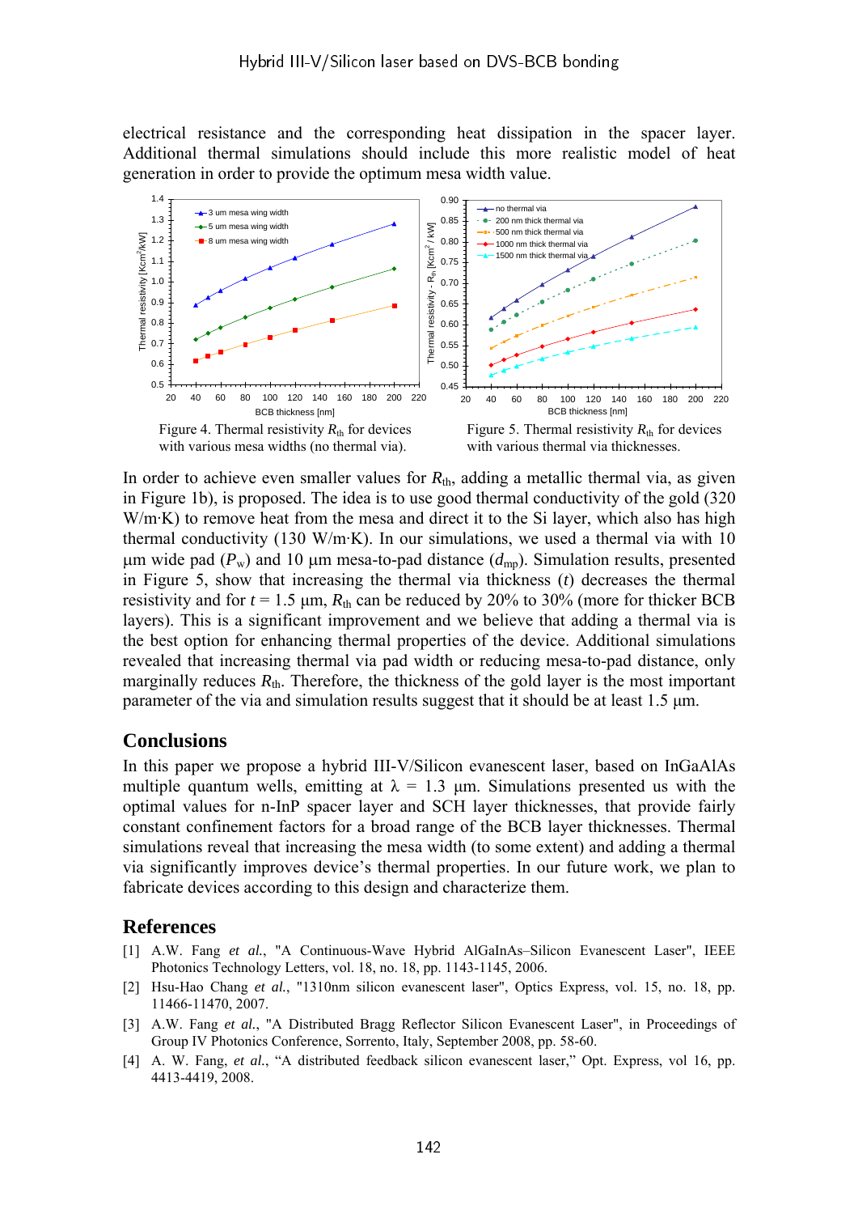electrical resistance and the corresponding heat dissipation in the spacer layer. Additional thermal simulations should include this more realistic model of heat generation in order to provide the optimum mesa width value.

Thermal resistivity [Kcm²/kW]

1.4
1.3
1.2
1.1
1.0
0.9
0.8
0.7
0.6
0.5

3 um mesa wing width
5 um mesa wing width
8 um mesa wing width

20 40 60 80 100 120 140 160 180 200 220

BCB thickness [nm]

Figure 4. Thermal resistivity $R_{th}$ for devices with various mesa widths (no thermal via).

Thermal resistivity - $R_{th}$ [Kcm² / kW]

0.90
0.85
0.80
0.75
0.70
0.65
0.60
0.55
0.50
0.45

no thermal via
200 nm thick thermal via
500 nm thick thermal via
1000 nm thick thermal via
1500 nm thick thermal via

20 40 60 80 100 120 140 160 180 200 220

BCB thickness [nm]

Figure 5. Thermal resistivity $R_{th}$ for devices with various thermal via thicknesses.

In order to achieve even smaller values for $R_{th}$, adding a metallic thermal via, as given in Figure 1b), is proposed. The idea is to use good thermal conductivity of the gold (320 W/m·K) to remove heat from the mesa and direct it to the Si layer, which also has high thermal conductivity (130 W/m·K). In our simulations, we used a thermal via with 10 µm wide pad ($P_w$) and 10 µm mesa-to-pad distance ($d_{mp}$). Simulation results, presented in Figure 5, show that increasing the thermal via thickness ($t$) decreases the thermal resistivity and for $t$ = 1.5 µm, $R_{th}$ can be reduced by 20% to 30% (more for thicker BCB layers). This is a significant improvement and we believe that adding a thermal via is the best option for enhancing thermal properties of the device. Additional simulations revealed that increasing thermal via pad width or reducing mesa-to-pad distance, only marginally reduces $R_{th}$. Therefore, the thickness of the gold layer is the most important parameter of the via and simulation results suggest that it should be at least 1.5 µm.

## Conclusions

In this paper we propose a hybrid III-V/Silicon evanescent laser, based on InGaAlAs multiple quantum wells, emitting at $\lambda$ = 1.3 µm. Simulations presented us with the optimal values for n-InP spacer layer and SCH layer thicknesses, that provide fairly constant confinement factors for a broad range of the BCB layer thicknesses. Thermal simulations reveal that increasing the mesa width (to some extent) and adding a thermal via significantly improves device's thermal properties. In our future work, we plan to fabricate devices according to this design and characterize them.

## References

[1] A.W. Fang *et al.*, "A Continuous-Wave Hybrid AlGaInAs–Silicon Evanescent Laser", IEEE Photonics Technology Letters, vol. 18, no. 18, pp. 1143-1145, 2006.

[2] Hsu-Hao Chang *et al.*, "1310nm silicon evanescent laser", Optics Express, vol. 15, no. 18, pp. 11466-11470, 2007.

[3] A.W. Fang *et al.*, "A Distributed Bragg Reflector Silicon Evanescent Laser", in Proceedings of Group IV Photonics Conference, Sorrento, Italy, September 2008, pp. 58-60.

[4] A. W. Fang, *et al.*, "A distributed feedback silicon evanescent laser," Opt. Express, vol 16, pp. 4413-4419, 2008.